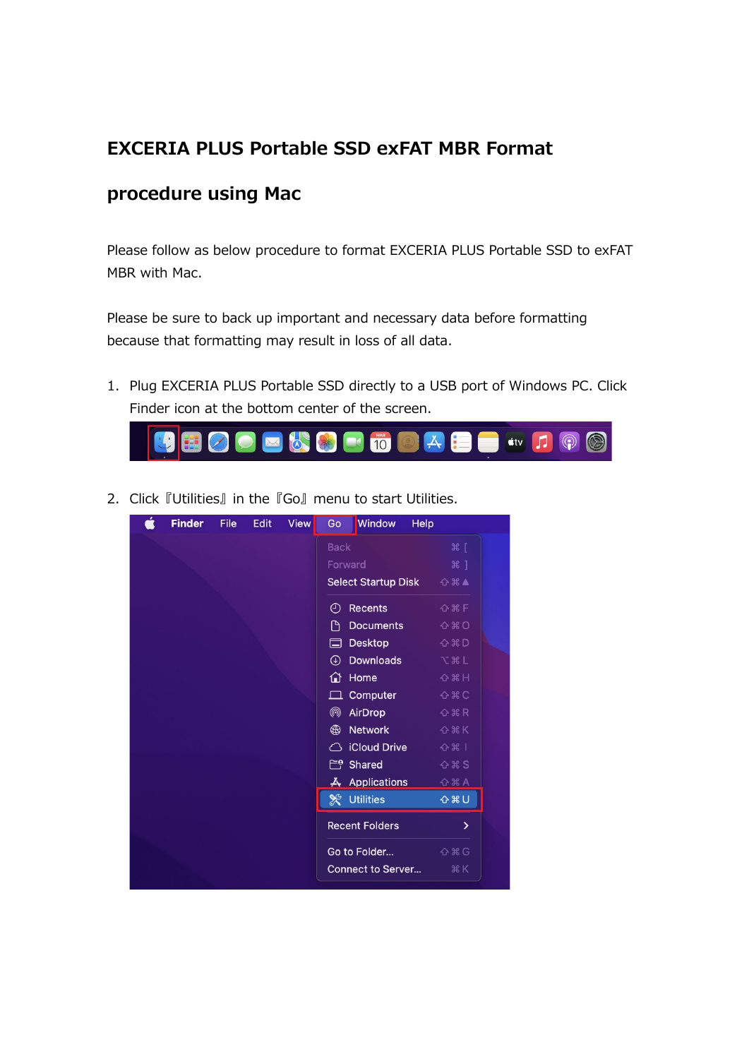# EXCERIA PLUS Portable SSD exFAT MBR Format procedure using Mac

Please follow as below procedure to format EXCERIA PLUS Portable SSD to exFAT MBR with Mac.

Please be sure to back up important and necessary data before formatting because that formatting may result in loss of all data.

1. Plug EXCERIA PLUS Portable SSD directly to a USB port of Windows PC. Click Finder icon at the bottom center of the screen.

2. Click『Utilities』in the『Go』menu to start Utilities.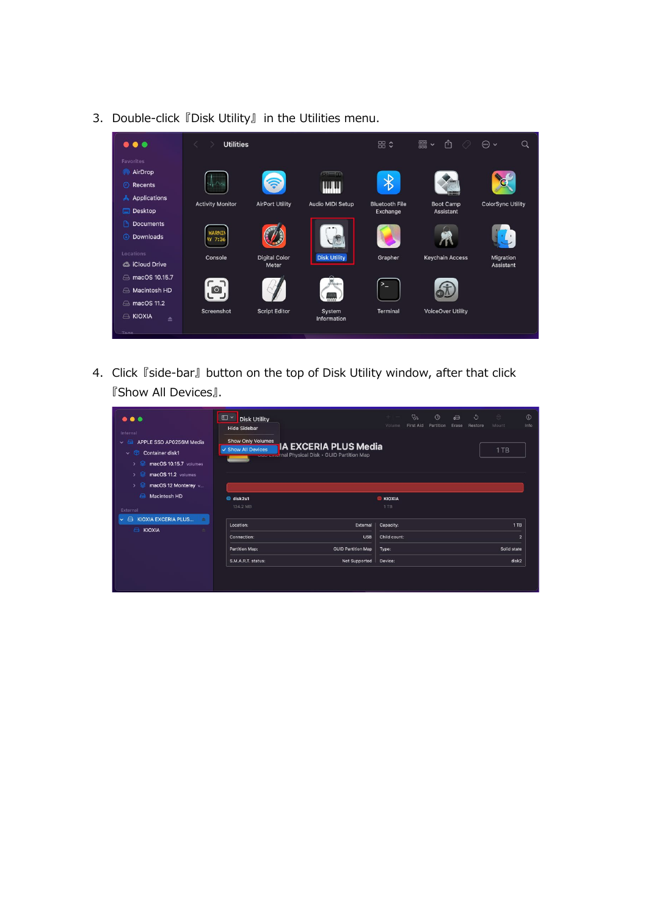3. Double-click『Disk Utility』 in the Utilities menu.

4. Click『side-bar』button on the top of Disk Utility window, after that click『Show All Devices』.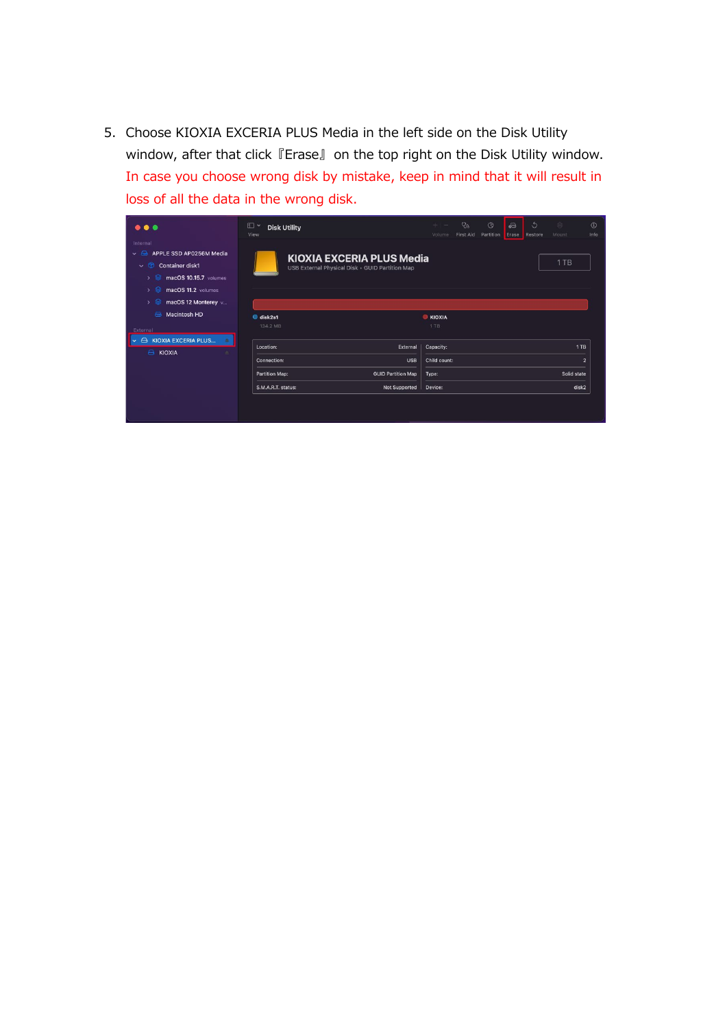5. Choose KIOXIA EXCERIA PLUS Media in the left side on the Disk Utility window, after that click 『Erase』 on the top right on the Disk Utility window. In case you choose wrong disk by mistake, keep in mind that it will result in loss of all the data in the wrong disk.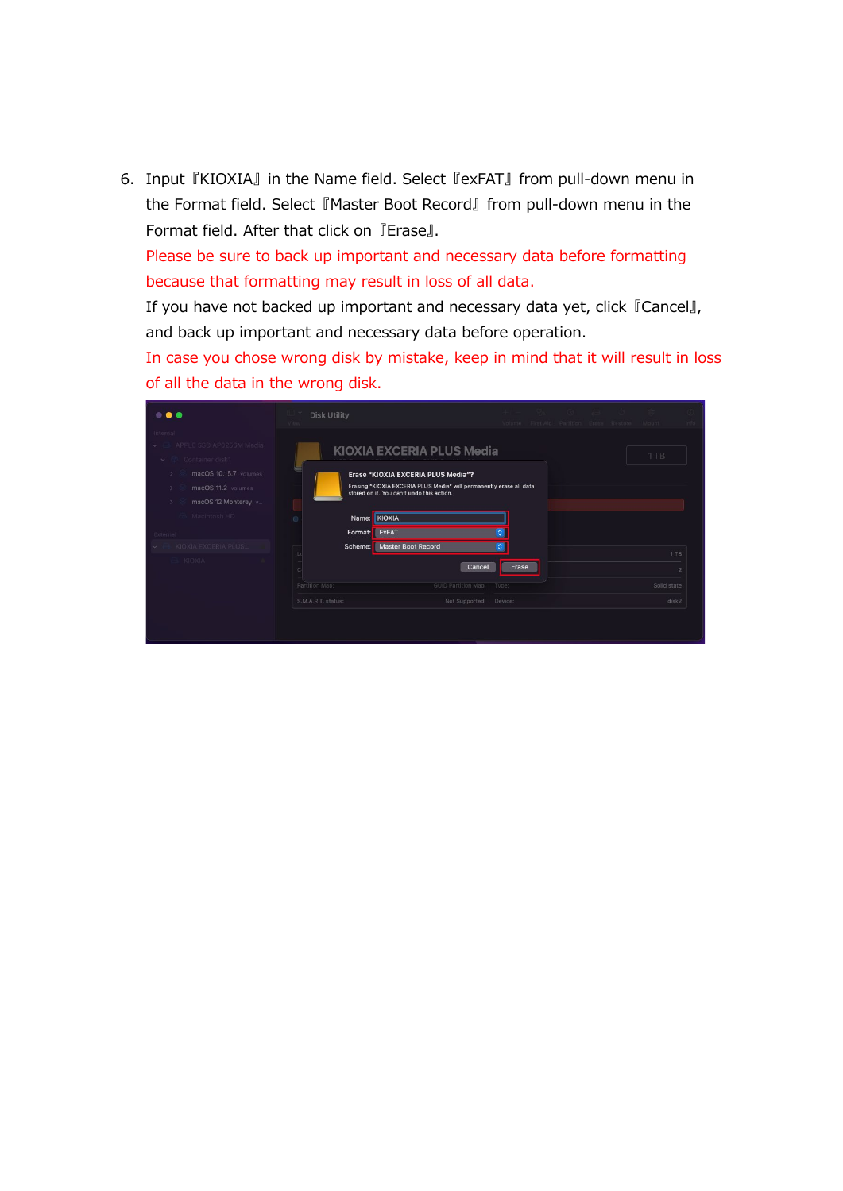6. Input『KIOXIA』in the Name field. Select『exFAT』from pull-down menu in the Format field. Select『Master Boot Record』from pull-down menu in the Format field. After that click on『Erase』.
   Please be sure to back up important and necessary data before formatting because that formatting may result in loss of all data.
   If you have not backed up important and necessary data yet, click『Cancel』, and back up important and necessary data before operation.
   In case you chose wrong disk by mistake, keep in mind that it will result in loss of all the data in the wrong disk.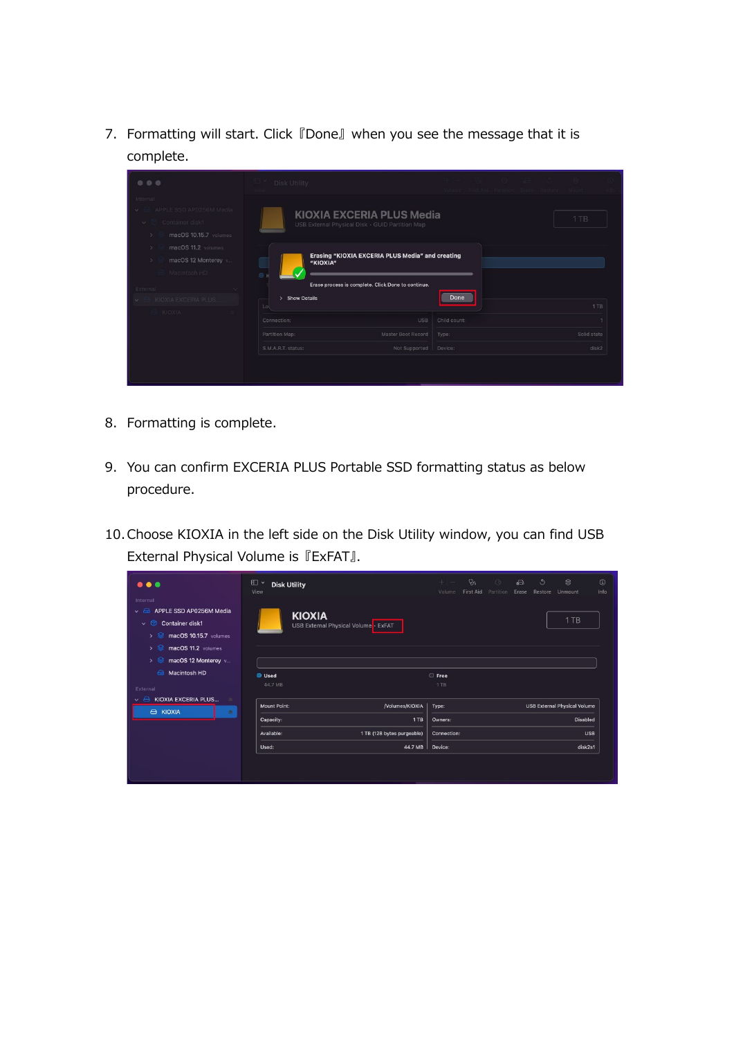7. Formatting will start. Click 『Done』 when you see the message that it is complete.

8. Formatting is complete.

9. You can confirm EXCERIA PLUS Portable SSD formatting status as below procedure.

10. Choose KIOXIA in the left side on the Disk Utility window, you can find USB External Physical Volume is 『ExFAT』.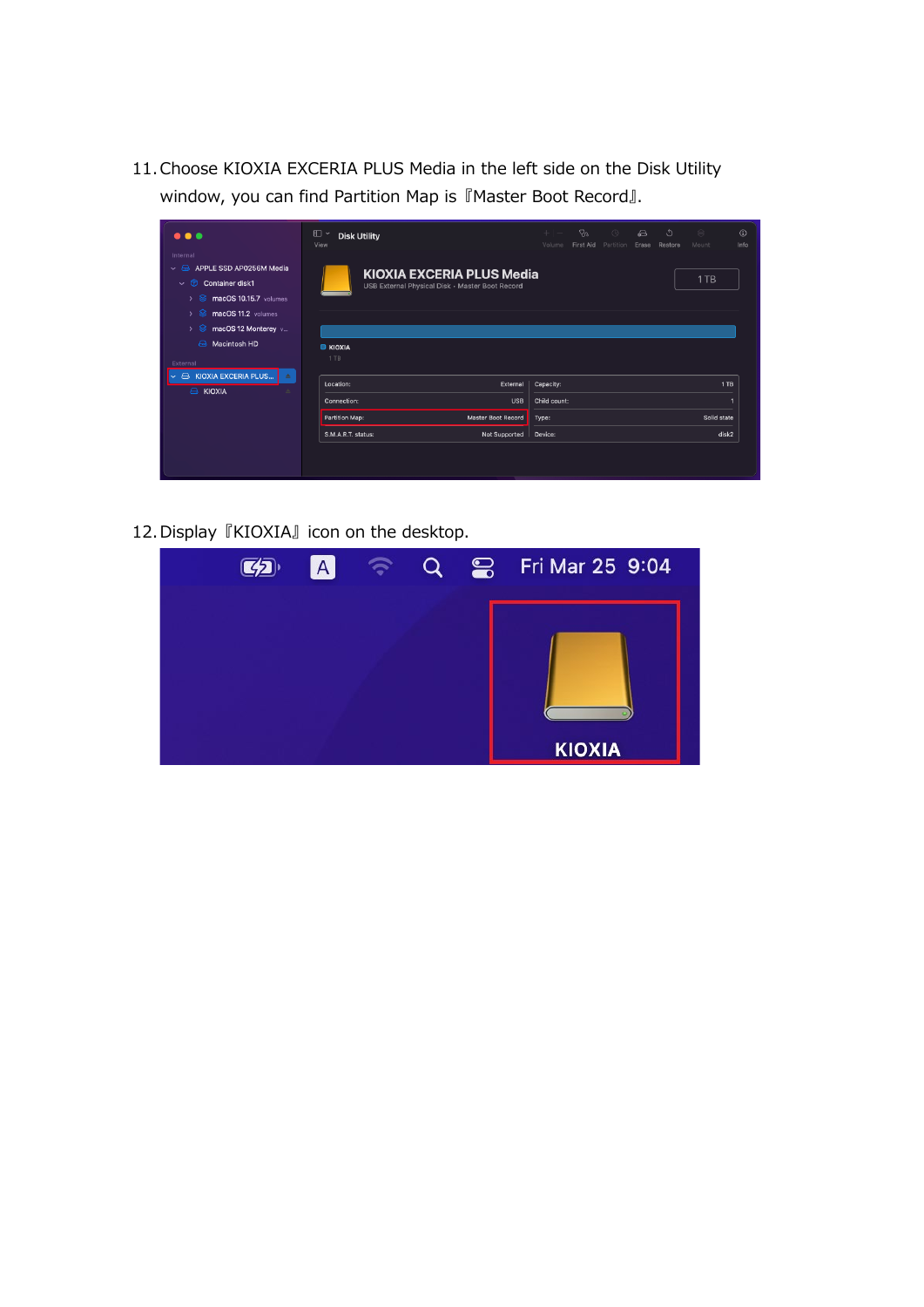11. Choose KIOXIA EXCERIA PLUS Media in the left side on the Disk Utility window, you can find Partition Map is『Master Boot Record』.

12. Display『KIOXIA』icon on the desktop.